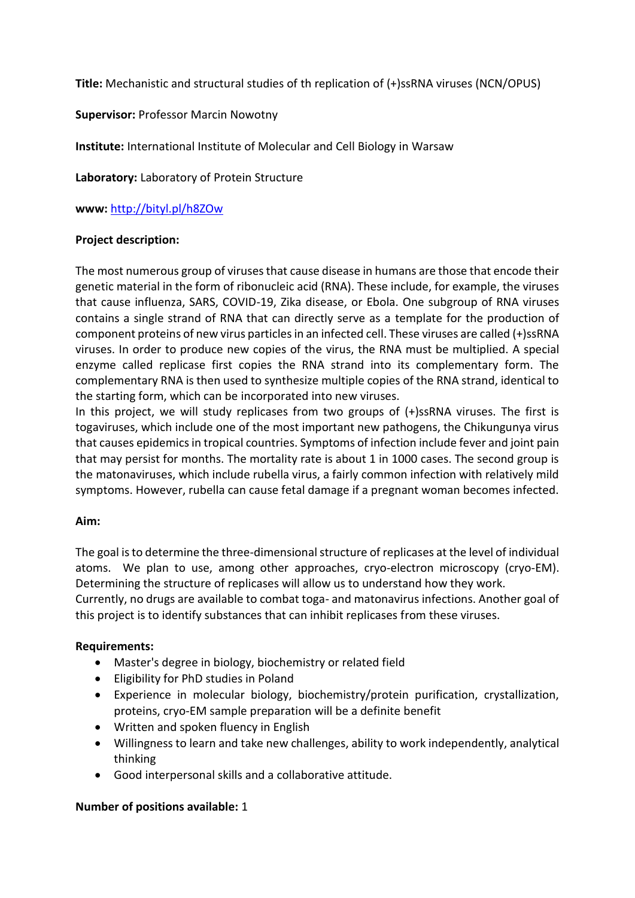**Title:** Mechanistic and structural studies of th replication of (+)ssRNA viruses (NCN/OPUS)

**Supervisor:** Professor Marcin Nowotny

**Institute:** International Institute of Molecular and Cell Biology in Warsaw

**Laboratory:** Laboratory of Protein Structure

**www:** [http://bityl.pl/h8ZOw](http://bityl.pl/h8ZOw)

**Project description:**

The most numerous group of viruses that cause disease in humans are those that encode their genetic material in the form of ribonucleic acid (RNA). These include, for example, the viruses that cause influenza, SARS, COVID-19, Zika disease, or Ebola. One subgroup of RNA viruses contains a single strand of RNA that can directly serve as a template for the production of component proteins of new virus particles in an infected cell. These viruses are called (+)ssRNA viruses. In order to produce new copies of the virus, the RNA must be multiplied. A special enzyme called replicase first copies the RNA strand into its complementary form. The complementary RNA is then used to synthesize multiple copies of the RNA strand, identical to the starting form, which can be incorporated into new viruses.

In this project, we will study replicases from two groups of (+)ssRNA viruses. The first is togaviruses, which include one of the most important new pathogens, the Chikungunya virus that causes epidemics in tropical countries. Symptoms of infection include fever and joint pain that may persist for months. The mortality rate is about 1 in 1000 cases. The second group is the matonaviruses, which include rubella virus, a fairly common infection with relatively mild symptoms. However, rubella can cause fetal damage if a pregnant woman becomes infected.

**Aim:**

The goal is to determine the three-dimensional structure of replicases at the level of individual atoms. We plan to use, among other approaches, cryo-electron microscopy (cryo-EM). Determining the structure of replicases will allow us to understand how they work.

Currently, no drugs are available to combat toga- and matonavirus infections. Another goal of this project is to identify substances that can inhibit replicases from these viruses.

**Requirements:**

- Master's degree in biology, biochemistry or related field
- Eligibility for PhD studies in Poland
- Experience in molecular biology, biochemistry/protein purification, crystallization, proteins, cryo-EM sample preparation will be a definite benefit
- Written and spoken fluency in English
- Willingness to learn and take new challenges, ability to work independently, analytical thinking
- Good interpersonal skills and a collaborative attitude.

**Number of positions available:** 1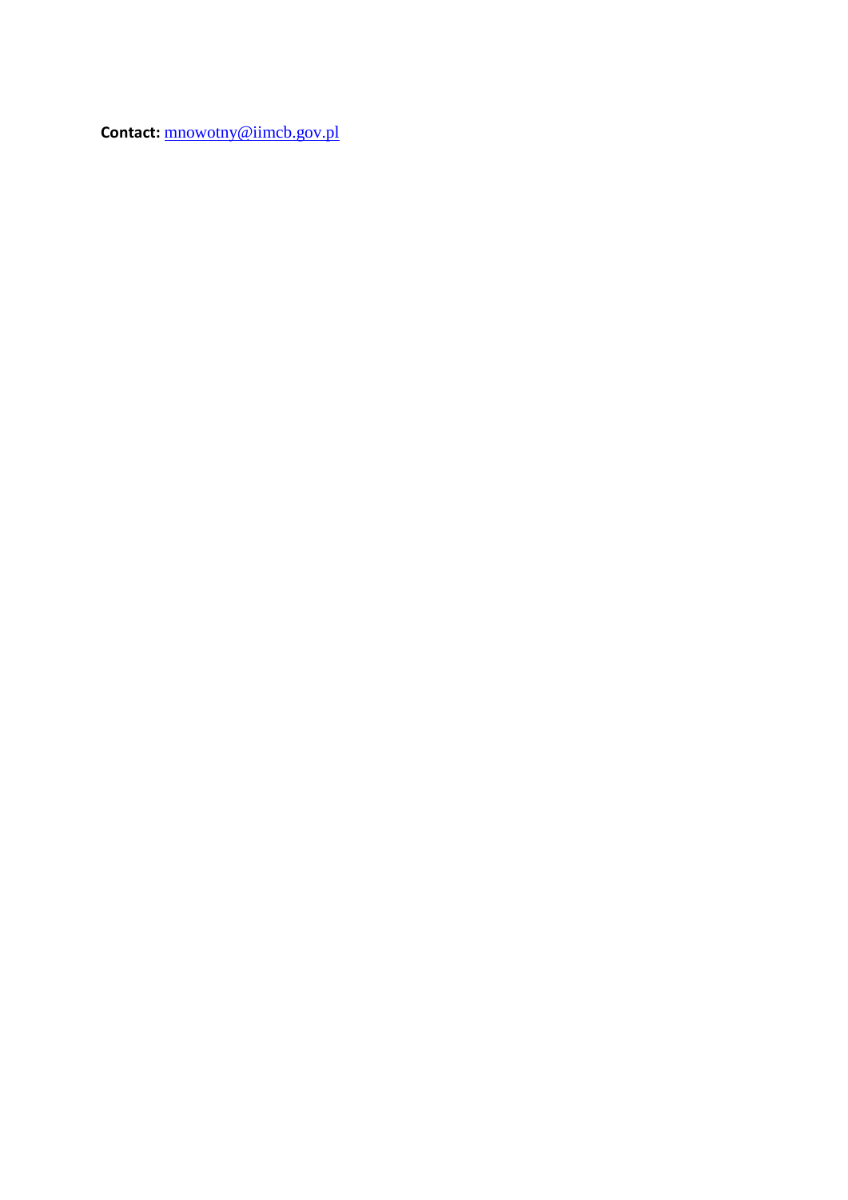**Contact:** mnowotny@iimcb.gov.pl